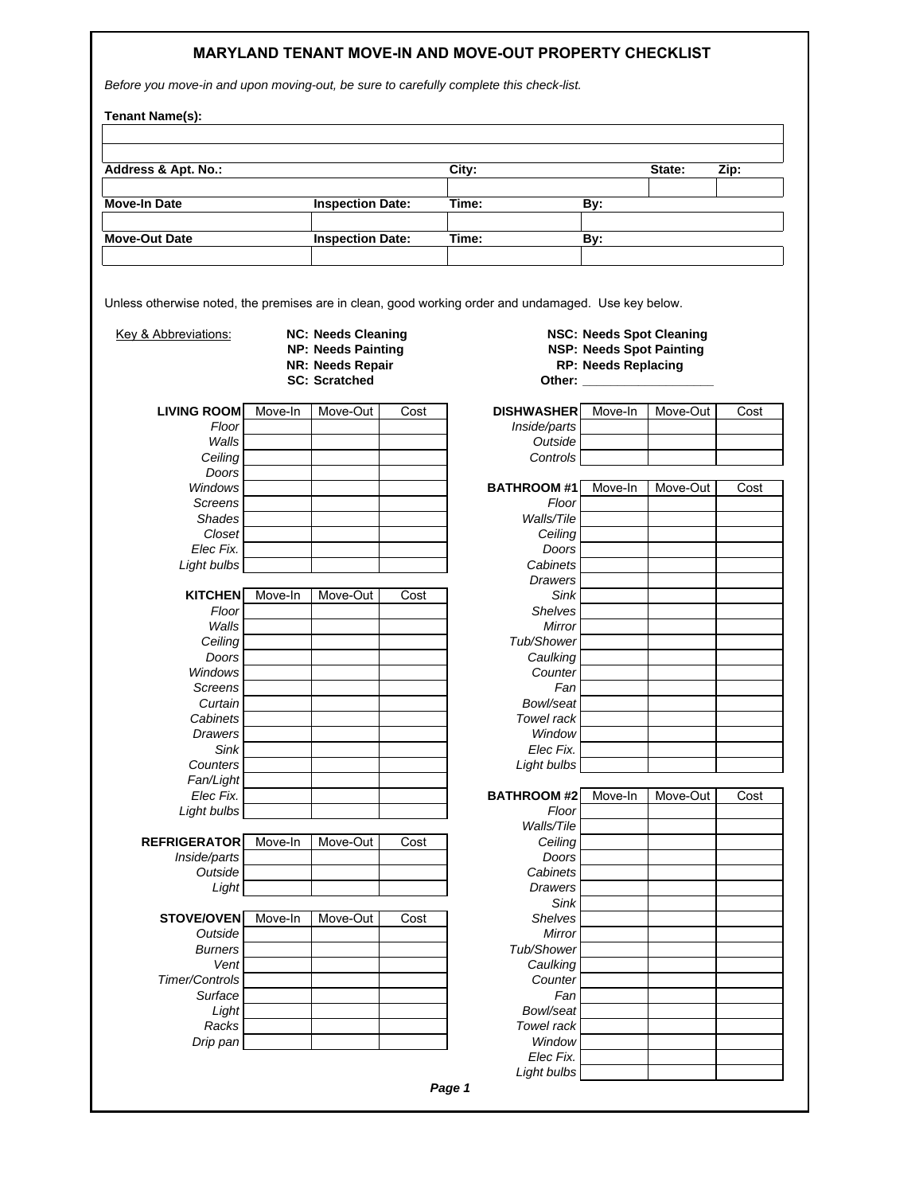# MARYLAND TENANT MOVE-IN AND MOVE-OUT PROPERTY CHECKLIST

*Before you move-in and upon moving-out, be sure to carefully complete this check-list.*

**Tenant Name(s):**

| |
|---|
| |
| |

| **Address & Apt. No.:** | **City:** | **State:** | **Zip:** |
|---|---|---|---|
| | | | |

| **Move-In Date** | **Inspection Date:** | **Time:** | **By:** |
|---|---|---|---|
| | | | |

| **Move-Out Date** | **Inspection Date:** | **Time:** | **By:** |
|---|---|---|---|
| | | | |

Unless otherwise noted, the premises are in clean, good working order and undamaged. Use key below.

Key & Abbreviations:

- **NC: Needs Cleaning**
- **NP: Needs Painting**
- **NR: Needs Repair**
- **SC: Scratched**
- **NSC: Needs Spot Cleaning**
- **NSP: Needs Spot Painting**
- **RP: Needs Replacing**
- **Other:** ___________________

| **LIVING ROOM** | Move-In | Move-Out | Cost |
|---|---|---|---|
| *Floor* | | | |
| *Walls* | | | |
| *Ceiling* | | | |
| *Doors* | | | |
| *Windows* | | | |
| *Screens* | | | |
| *Shades* | | | |
| *Closet* | | | |
| *Elec Fix.* | | | |
| *Light bulbs* | | | |

| **KITCHEN** | Move-In | Move-Out | Cost |
|---|---|---|---|
| *Floor* | | | |
| *Walls* | | | |
| *Ceiling* | | | |
| *Doors* | | | |
| *Windows* | | | |
| *Screens* | | | |
| *Curtain* | | | |
| *Cabinets* | | | |
| *Drawers* | | | |
| *Sink* | | | |
| *Counters* | | | |
| *Fan/Light* | | | |
| *Elec Fix.* | | | |
| *Light bulbs* | | | |

| **REFRIGERATOR** | Move-In | Move-Out | Cost |
|---|---|---|---|
| *Inside/parts* | | | |
| *Outside* | | | |
| *Light* | | | |

| **STOVE/OVEN** | Move-In | Move-Out | Cost |
|---|---|---|---|
| *Outside* | | | |
| *Burners* | | | |
| *Vent* | | | |
| *Timer/Controls* | | | |
| *Surface* | | | |
| *Light* | | | |
| *Racks* | | | |
| *Drip pan* | | | |

| **DISHWASHER** | Move-In | Move-Out | Cost |
|---|---|---|---|
| *Inside/parts* | | | |
| *Outside* | | | |
| *Controls* | | | |

| **BATHROOM #1** | Move-In | Move-Out | Cost |
|---|---|---|---|
| *Floor* | | | |
| *Walls/Tile* | | | |
| *Ceiling* | | | |
| *Doors* | | | |
| *Cabinets* | | | |
| *Drawers* | | | |
| *Sink* | | | |
| *Shelves* | | | |
| *Mirror* | | | |
| *Tub/Shower* | | | |
| *Caulking* | | | |
| *Counter* | | | |
| *Fan* | | | |
| *Bowl/seat* | | | |
| *Towel rack* | | | |
| *Window* | | | |
| *Elec Fix.* | | | |
| *Light bulbs* | | | |

| **BATHROOM #2** | Move-In | Move-Out | Cost |
|---|---|---|---|
| *Floor* | | | |
| *Walls/Tile* | | | |
| *Ceiling* | | | |
| *Doors* | | | |
| *Cabinets* | | | |
| *Drawers* | | | |
| *Sink* | | | |
| *Shelves* | | | |
| *Mirror* | | | |
| *Tub/Shower* | | | |
| *Caulking* | | | |
| *Counter* | | | |
| *Fan* | | | |
| *Bowl/seat* | | | |
| *Towel rack* | | | |
| *Window* | | | |
| *Elec Fix.* | | | |
| *Light bulbs* | | | |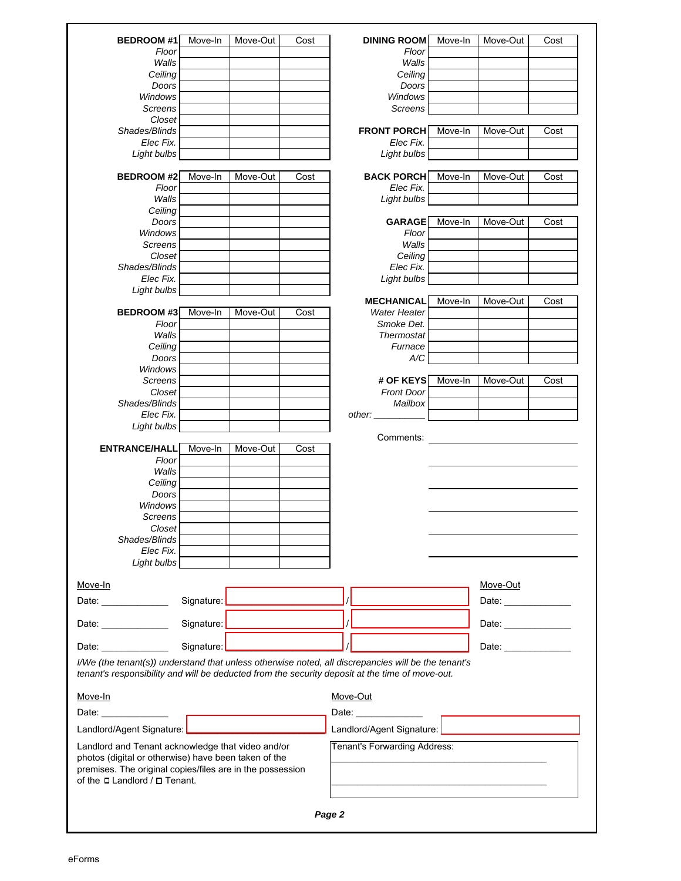| BEDROOM #1 | Move-In | Move-Out | Cost |
|---|---|---|---|
| *Floor* | | | |
| *Walls* | | | |
| *Ceiling* | | | |
| *Doors* | | | |
| *Windows* | | | |
| *Screens* | | | |
| *Closet* | | | |
| *Shades/Blinds* | | | |
| *Elec Fix.* | | | |
| *Light bulbs* | | | |

| BEDROOM #2 | Move-In | Move-Out | Cost |
|---|---|---|---|
| *Floor* | | | |
| *Walls* | | | |
| *Ceiling* | | | |
| *Doors* | | | |
| *Windows* | | | |
| *Screens* | | | |
| *Closet* | | | |
| *Shades/Blinds* | | | |
| *Elec Fix.* | | | |
| *Light bulbs* | | | |

| BEDROOM #3 | Move-In | Move-Out | Cost |
|---|---|---|---|
| *Floor* | | | |
| *Walls* | | | |
| *Ceiling* | | | |
| *Doors* | | | |
| *Windows* | | | |
| *Screens* | | | |
| *Closet* | | | |
| *Shades/Blinds* | | | |
| *Elec Fix.* | | | |
| *Light bulbs* | | | |

| ENTRANCE/HALL | Move-In | Move-Out | Cost |
|---|---|---|---|
| *Floor* | | | |
| *Walls* | | | |
| *Ceiling* | | | |
| *Doors* | | | |
| *Windows* | | | |
| *Screens* | | | |
| *Closet* | | | |
| *Shades/Blinds* | | | |
| *Elec Fix.* | | | |
| *Light bulbs* | | | |

| DINING ROOM | Move-In | Move-Out | Cost |
|---|---|---|---|
| *Floor* | | | |
| *Walls* | | | |
| *Ceiling* | | | |
| *Doors* | | | |
| *Windows* | | | |
| *Screens* | | | |

| FRONT PORCH | Move-In | Move-Out | Cost |
|---|---|---|---|
| *Elec Fix.* | | | |
| *Light bulbs* | | | |

| BACK PORCH | Move-In | Move-Out | Cost |
|---|---|---|---|
| *Elec Fix.* | | | |
| *Light bulbs* | | | |

| GARAGE | Move-In | Move-Out | Cost |
|---|---|---|---|
| *Floor* | | | |
| *Walls* | | | |
| *Ceiling* | | | |
| *Elec Fix.* | | | |
| *Light bulbs* | | | |

| MECHANICAL | Move-In | Move-Out | Cost |
|---|---|---|---|
| *Water Heater* | | | |
| *Smoke Det.* | | | |
| *Thermostat* | | | |
| *Furnace* | | | |
| *A/C* | | | |

| # OF KEYS | Move-In | Move-Out | Cost |
|---|---|---|---|
| *Front Door* | | | |
| *Mailbox* | | | |
| *other:* __________ | | | |

Comments: ______________________________

______________________________

______________________________

______________________________

______________________________

______________________________

Move-In

Date: _____________ Signature: ________________ / ________________ Move-Out Date: _____________

Date: _____________ Signature: ________________ / ________________ Date: _____________

Date: _____________ Signature: ________________ / ________________ Date: _____________

*I/We (the tenant(s)) understand that unless otherwise noted, all discrepancies will be the tenant's tenant's responsibility and will be deducted from the security deposit at the time of move-out.*

Move-In

Date: _____________

Landlord/Agent Signature: ________________

Move-Out

Date: _____________

Landlord/Agent Signature: ________________

Landlord and Tenant acknowledge that video and/or photos (digital or otherwise) have been taken of the premises. The original copies/files are in the possession of the ☐ Landlord / ☐ Tenant.

Tenant's Forwarding Address:

______________________________

______________________________